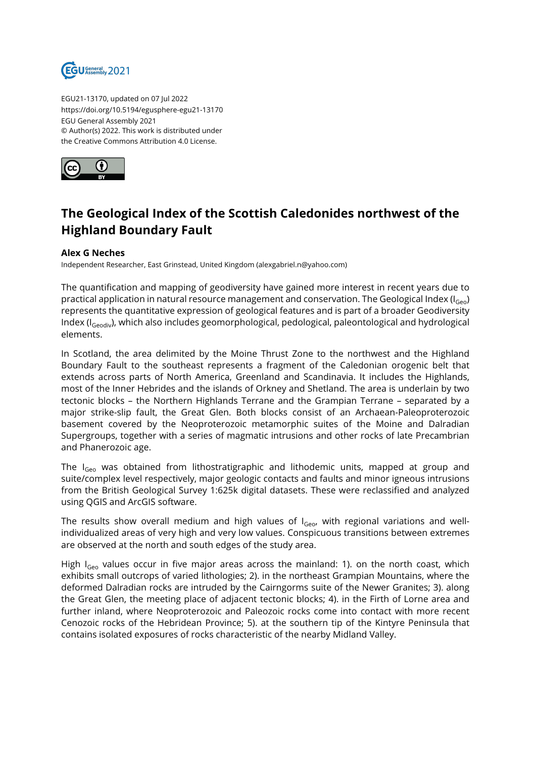EGU21-13170, updated on 07 Jul 2022
https://doi.org/10.5194/egusphere-egu21-13170
EGU General Assembly 2021
© Author(s) 2022. This work is distributed under
the Creative Commons Attribution 4.0 License.

# The Geological Index of the Scottish Caledonides northwest of the Highland Boundary Fault

**Alex G Neches**
Independent Researcher, East Grinstead, United Kingdom (alexgabriel.n@yahoo.com)

The quantification and mapping of geodiversity have gained more interest in recent years due to practical application in natural resource management and conservation. The Geological Index ($I_{Geo}$) represents the quantitative expression of geological features and is part of a broader Geodiversity Index ($I_{Geodiv}$), which also includes geomorphological, pedological, paleontological and hydrological elements.

In Scotland, the area delimited by the Moine Thrust Zone to the northwest and the Highland Boundary Fault to the southeast represents a fragment of the Caledonian orogenic belt that extends across parts of North America, Greenland and Scandinavia. It includes the Highlands, most of the Inner Hebrides and the islands of Orkney and Shetland. The area is underlain by two tectonic blocks – the Northern Highlands Terrane and the Grampian Terrane – sepaarated by a major strike-slip fault, the Great Glen. Both blocks consist of an Archaean-Paleoproterozoic basement covered by the Neoproterozoic metamorphic suites of the Moine and Dalradian Supergroups, together with a series of magmatic intrusions and other rocks of late Precambrian and Phanerozoic age.

The $I_{Geo}$ was obtained from lithostratigraphic and lithodemic units, mapped at group and suite/complex level respectively, major geologic contacts and faults and minor igneous intrusions from the British Geological Survey 1:625k digital datasets. These were reclassified and analyzed using QGIS and ArcGIS software.

The results show overall medium and high values of $I_{Geo}$, with regional variations and well-individualized areas of very high and very low values. Conspicuous transitions between extremes are observed at the north and south edges of the study area.

High $I_{Geo}$ values occur in five major areas across the mainland: 1). on the north coast, which exhibits small outcrops of varied lithologies; 2). in the northeast Grampian Mountains, where the deformed Dalradian rocks are intruded by the Cairngorms suite of the Newer Granites; 3). along the Great Glen, the meeting place of adjacent tectonic blocks; 4). in the Firth of Lorne area and further inland, where Neoproterozoic and Paleozoic rocks come into contact with more recent Cenozoic rocks of the Hebridean Province; 5). at the southern tip of the Kintyre Peninsula that contains isolated exposures of rocks characteristic of the nearby Midland Valley.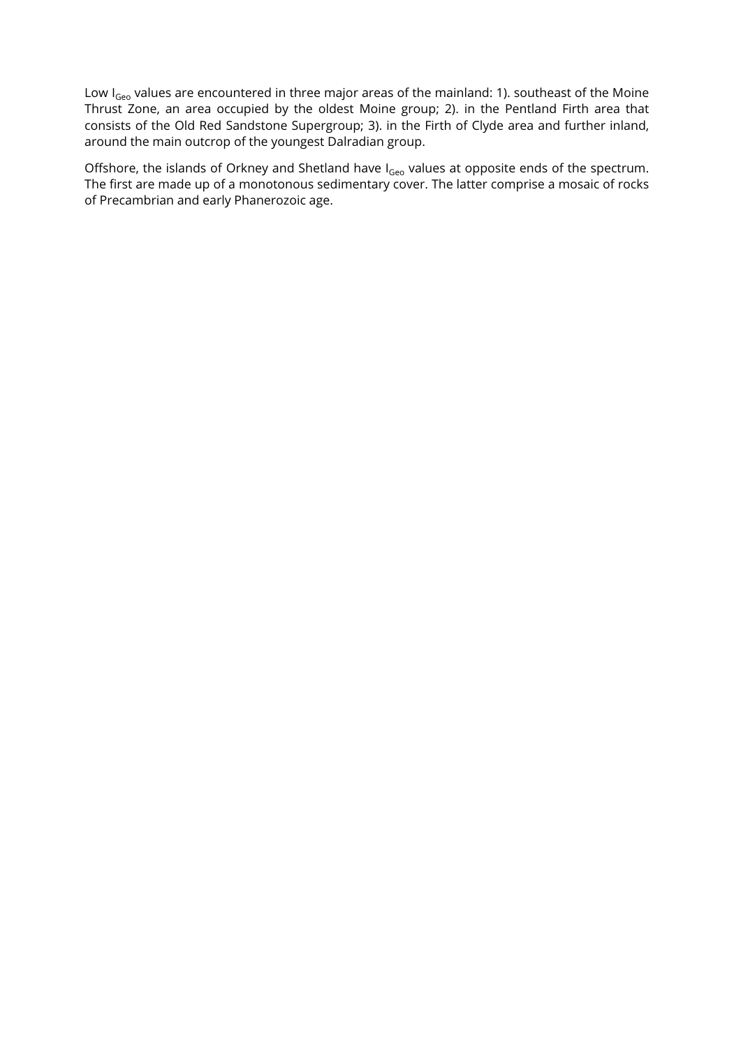Low $I_{Geo}$ values are encountered in three major areas of the mainland: 1). southeast of the Moine Thrust Zone, an area occupied by the oldest Moine group; 2). in the Pentland Firth area that consists of the Old Red Sandstone Supergroup; 3). in the Firth of Clyde area and further inland, around the main outcrop of the youngest Dalradian group.

Offshore, the islands of Orkney and Shetland have $I_{Geo}$ values at opposite ends of the spectrum. The first are made up of a monotonous sedimentary cover. The latter comprise a mosaic of rocks of Precambrian and early Phanerozoic age.